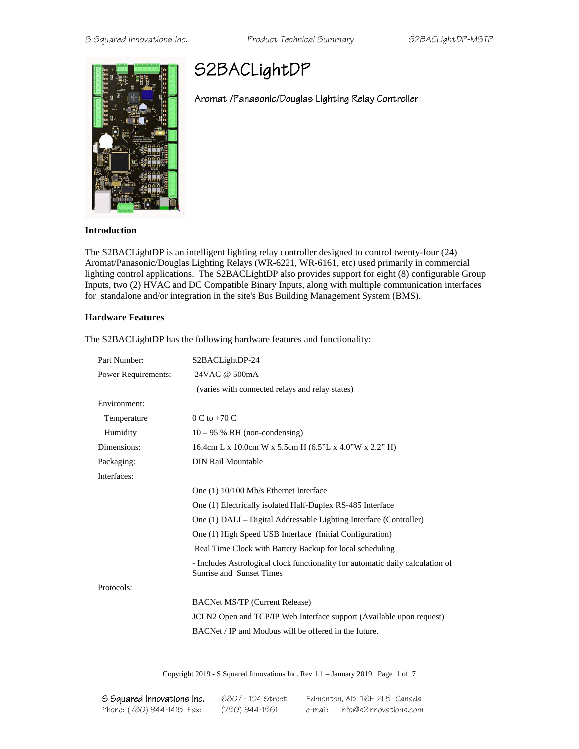# S2BACLightDP

## Aromat /Panasonic/Douglas Lighting Relay Controller

**Introduction**

The S2BACLightDP is an intelligent lighting relay controller designed to control twenty-four (24) Aromat/Panasonic/Douglas Lighting Relays (WR-6221, WR-6161, etc) used primarily in commercial lighting control applications. The S2BACLightDP also provides support for eight (8) configurable Group Inputs, two (2) HVAC and DC Compatible Binary Inputs, along with multiple communication interfaces for standalone and/or integration in the site's Bus Building Management System (BMS).

**Hardware Features**

The S2BACLightDP has the following hardware features and functionality:

| | |
|---|---|
| Part Number: | S2BACLightDP-24 |
| Power Requirements: | 24VAC @ 500mA |
| | (varies with connected relays and relay states) |
| Environment: | |
| Temperature | 0 C to +70 C |
| Humidity | 10 – 95 % RH (non-condensing) |
| Dimensions: | 16.4cm L x 10.0cm W x 5.5cm H (6.5"L x 4.0"W x 2.2" H) |
| Packaging: | DIN Rail Mountable |
| Interfaces: | |
| | One (1) 10/100 Mb/s Ethernet Interface |
| | One (1) Electrically isolated Half-Duplex RS-485 Interface |
| | One (1) DALI – Digital Addressable Lighting Interface (Controller) |
| | One (1) High Speed USB Interface (Initial Configuration) |
| | Real Time Clock with Battery Backup for local scheduling |
| | - Includes Astrological clock functionality for automatic daily calculation of Sunrise and Sunset Times |
| Protocols: | |
| | BACNet MS/TP (Current Release) |
| | JCI N2 Open and TCP/IP Web Interface support (Available upon request) |
| | BACNet / IP and Modbus will be offered in the future. |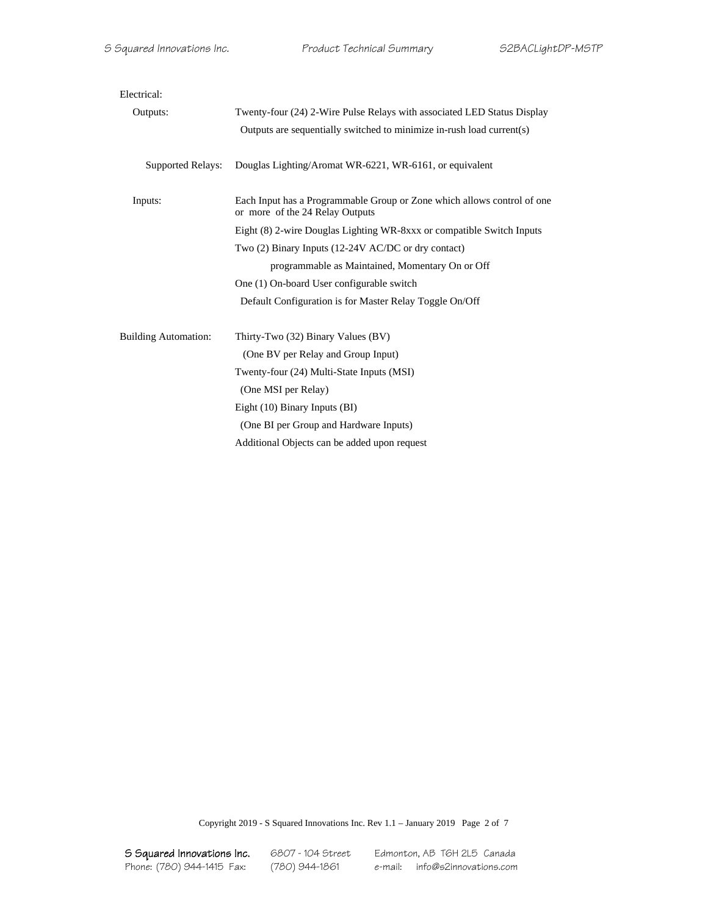Electrical:

| | |
|---|---|
| Outputs: | Twenty-four (24) 2-Wire Pulse Relays with associated LED Status Display<br>Outputs are sequentially switched to minimize in-rush load current(s) |
| Supported Relays: | Douglas Lighting/Aromat WR-6221, WR-6161, or equivalent |
| Inputs: | Each Input has a Programmable Group or Zone which allows control of one or more of the 24 Relay Outputs<br>Eight (8) 2-wire Douglas Lighting WR-8xxx or compatible Switch Inputs<br>Two (2) Binary Inputs (12-24V AC/DC or dry contact)<br>programmable as Maintained, Momentary On or Off<br>One (1) On-board User configurable switch<br>Default Configuration is for Master Relay Toggle On/Off |
| Building Automation: | Thirty-Two (32) Binary Values (BV)<br>(One BV per Relay and Group Input)<br>Twenty-four (24) Multi-State Inputs (MSI)<br>(One MSI per Relay)<br>Eight (10) Binary Inputs (BI)<br>(One BI per Group and Hardware Inputs)<br>Additional Objects can be added upon request |

Copyright 2019 - S Squared Innovations Inc. Rev 1.1 – January 2019

S Squared Innovations Inc. 6807 - 104 Street Edmonton, AB T6H 2L5 Canada
Phone: (780) 944-1415 Fax: (780) 944-1861 e-mail: info@s2innovations.com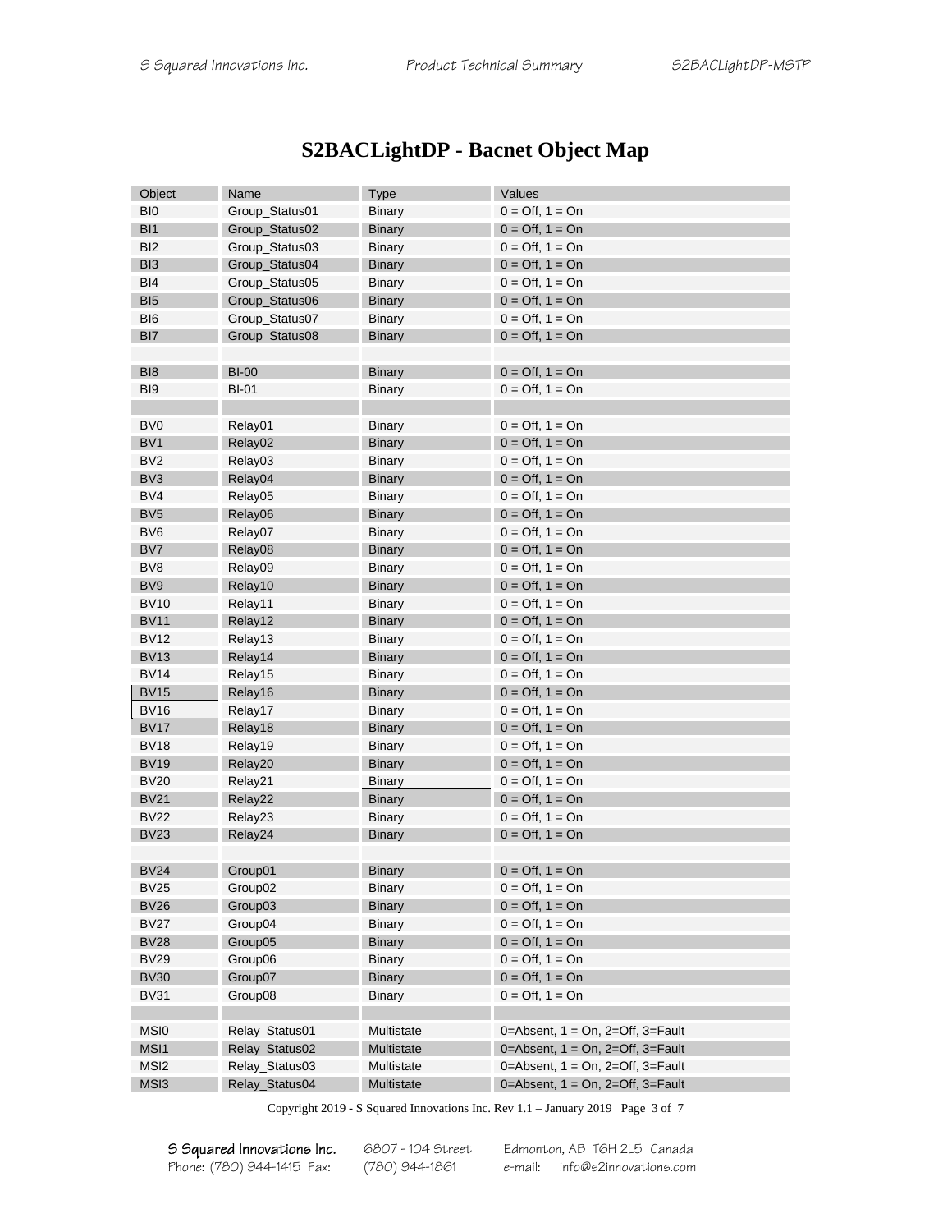# S2BACLightDP - Bacnet Object Map

| Object | Name | Type | Values |
|---|---|---|---|
| BI0 | Group_Status01 | Binary | 0 = Off, 1 = On |
| BI1 | Group_Status02 | Binary | 0 = Off, 1 = On |
| BI2 | Group_Status03 | Binary | 0 = Off, 1 = On |
| BI3 | Group_Status04 | Binary | 0 = Off, 1 = On |
| BI4 | Group_Status05 | Binary | 0 = Off, 1 = On |
| BI5 | Group_Status06 | Binary | 0 = Off, 1 = On |
| BI6 | Group_Status07 | Binary | 0 = Off, 1 = On |
| BI7 | Group_Status08 | Binary | 0 = Off, 1 = On |
| | | | |
| BI8 | BI-00 | Binary | 0 = Off, 1 = On |
| BI9 | BI-01 | Binary | 0 = Off, 1 = On |
| | | | |
| BV0 | Relay01 | Binary | 0 = Off, 1 = On |
| BV1 | Relay02 | Binary | 0 = Off, 1 = On |
| BV2 | Relay03 | Binary | 0 = Off, 1 = On |
| BV3 | Relay04 | Binary | 0 = Off, 1 = On |
| BV4 | Relay05 | Binary | 0 = Off, 1 = On |
| BV5 | Relay06 | Binary | 0 = Off, 1 = On |
| BV6 | Relay07 | Binary | 0 = Off, 1 = On |
| BV7 | Relay08 | Binary | 0 = Off, 1 = On |
| BV8 | Relay09 | Binary | 0 = Off, 1 = On |
| BV9 | Relay10 | Binary | 0 = Off, 1 = On |
| BV10 | Relay11 | Binary | 0 = Off, 1 = On |
| BV11 | Relay12 | Binary | 0 = Off, 1 = On |
| BV12 | Relay13 | Binary | 0 = Off, 1 = On |
| BV13 | Relay14 | Binary | 0 = Off, 1 = On |
| BV14 | Relay15 | Binary | 0 = Off, 1 = On |
| BV15 | Relay16 | Binary | 0 = Off, 1 = On |
| BV16 | Relay17 | Binary | 0 = Off, 1 = On |
| BV17 | Relay18 | Binary | 0 = Off, 1 = On |
| BV18 | Relay19 | Binary | 0 = Off, 1 = On |
| BV19 | Relay20 | Binary | 0 = Off, 1 = On |
| BV20 | Relay21 | Binary | 0 = Off, 1 = On |
| BV21 | Relay22 | Binary | 0 = Off, 1 = On |
| BV22 | Relay23 | Binary | 0 = Off, 1 = On |
| BV23 | Relay24 | Binary | 0 = Off, 1 = On |
| | | | |
| BV24 | Group01 | Binary | 0 = Off, 1 = On |
| BV25 | Group02 | Binary | 0 = Off, 1 = On |
| BV26 | Group03 | Binary | 0 = Off, 1 = On |
| BV27 | Group04 | Binary | 0 = Off, 1 = On |
| BV28 | Group05 | Binary | 0 = Off, 1 = On |
| BV29 | Group06 | Binary | 0 = Off, 1 = On |
| BV30 | Group07 | Binary | 0 = Off, 1 = On |
| BV31 | Group08 | Binary | 0 = Off, 1 = On |
| | | | |
| MSI0 | Relay_Status01 | Multistate | 0=Absent, 1 = On, 2=Off, 3=Fault |
| MSI1 | Relay_Status02 | Multistate | 0=Absent, 1 = On, 2=Off, 3=Fault |
| MSI2 | Relay_Status03 | Multistate | 0=Absent, 1 = On, 2=Off, 3=Fault |
| MSI3 | Relay_Status04 | Multistate | 0=Absent, 1 = On, 2=Off, 3=Fault |

Copyright 2019 - S Squared Innovations Inc. Rev 1.1 – January 2019

S Squared Innovations Inc. 6807 - 104 Street Edmonton, AB T6H 2L5 Canada
Phone: (780) 944-1415 Fax: (780) 944-1861 e-mail: info@s2innovations.com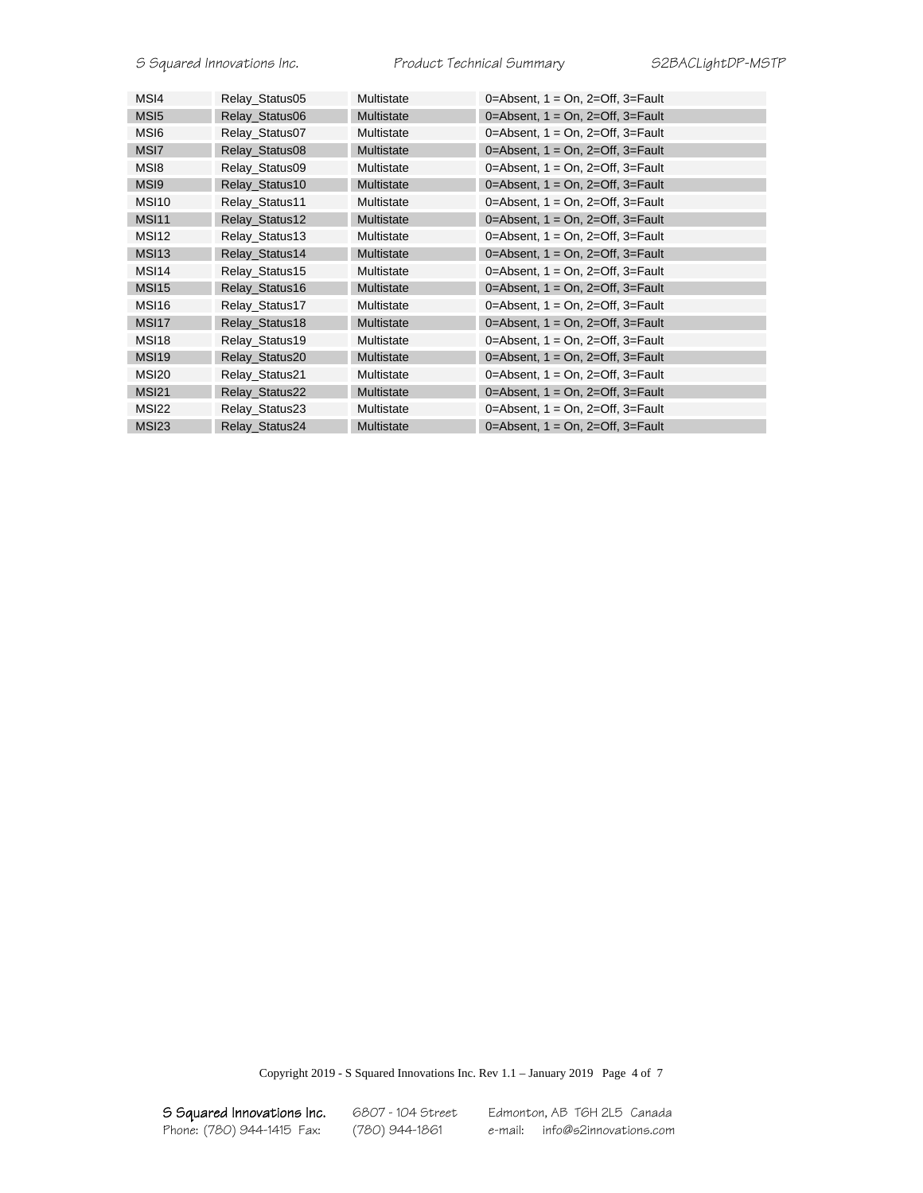| MSI4 | Relay_Status05 | Multistate | 0=Absent, 1 = On, 2=Off, 3=Fault |
|---|---|---|---|
| MSI5 | Relay_Status06 | Multistate | 0=Absent, 1 = On, 2=Off, 3=Fault |
| MSI6 | Relay_Status07 | Multistate | 0=Absent, 1 = On, 2=Off, 3=Fault |
| MSI7 | Relay_Status08 | Multistate | 0=Absent, 1 = On, 2=Off, 3=Fault |
| MSI8 | Relay_Status09 | Multistate | 0=Absent, 1 = On, 2=Off, 3=Fault |
| MSI9 | Relay_Status10 | Multistate | 0=Absent, 1 = On, 2=Off, 3=Fault |
| MSI10 | Relay_Status11 | Multistate | 0=Absent, 1 = On, 2=Off, 3=Fault |
| MSI11 | Relay_Status12 | Multistate | 0=Absent, 1 = On, 2=Off, 3=Fault |
| MSI12 | Relay_Status13 | Multistate | 0=Absent, 1 = On, 2=Off, 3=Fault |
| MSI13 | Relay_Status14 | Multistate | 0=Absent, 1 = On, 2=Off, 3=Fault |
| MSI14 | Relay_Status15 | Multistate | 0=Absent, 1 = On, 2=Off, 3=Fault |
| MSI15 | Relay_Status16 | Multistate | 0=Absent, 1 = On, 2=Off, 3=Fault |
| MSI16 | Relay_Status17 | Multistate | 0=Absent, 1 = On, 2=Off, 3=Fault |
| MSI17 | Relay_Status18 | Multistate | 0=Absent, 1 = On, 2=Off, 3=Fault |
| MSI18 | Relay_Status19 | Multistate | 0=Absent, 1 = On, 2=Off, 3=Fault |
| MSI19 | Relay_Status20 | Multistate | 0=Absent, 1 = On, 2=Off, 3=Fault |
| MSI20 | Relay_Status21 | Multistate | 0=Absent, 1 = On, 2=Off, 3=Fault |
| MSI21 | Relay_Status22 | Multistate | 0=Absent, 1 = On, 2=Off, 3=Fault |
| MSI22 | Relay_Status23 | Multistate | 0=Absent, 1 = On, 2=Off, 3=Fault |
| MSI23 | Relay_Status24 | Multistate | 0=Absent, 1 = On, 2=Off, 3=Fault |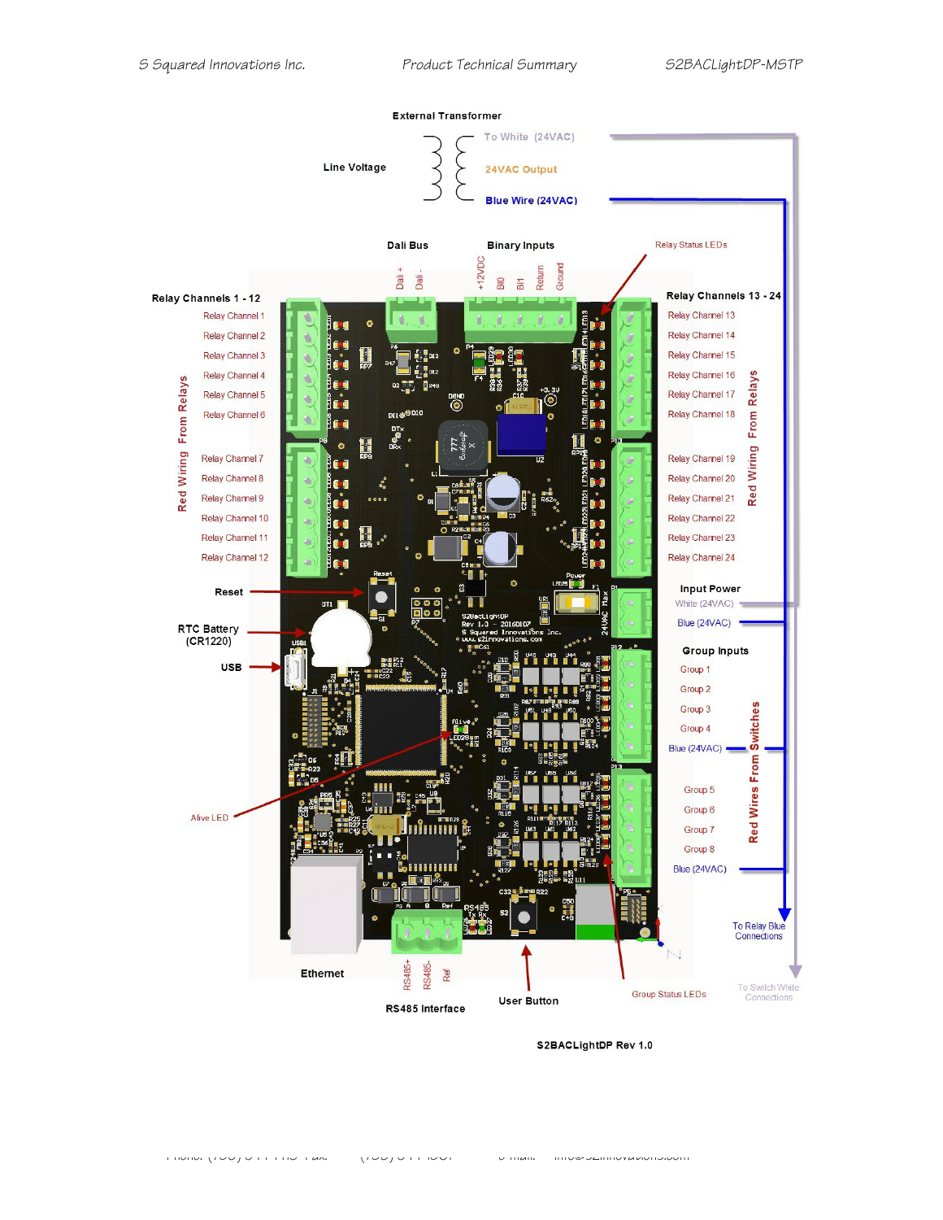External Transformer

Line Voltage

To White (24VAC)

24VAC Output

Blue Wire (24VAC)

Dali Bus

Dali +

Dali -

Binary Inputs

+12VDC

BI0

BI1

Return

Ground

Relay Status LEDs

Relay Channels 1 - 12

Relay Channel 1

Relay Channel 2

Relay Channel 3

Relay Channel 4

Relay Channel 5

Relay Channel 6

Relay Channel 7

Relay Channel 8

Relay Channel 9

Relay Channel 10

Relay Channel 11

Relay Channel 12

Red Wiring From Relays

Relay Channels 13 - 24

Relay Channel 13

Relay Channel 14

Relay Channel 15

Relay Channel 16

Relay Channel 17

Relay Channel 18

Relay Channel 19

Relay Channel 20

Relay Channel 21

Relay Channel 22

Relay Channel 23

Relay Channel 24

Red Wiring From Relays

Reset

RTC Battery (CR1220)

USB

Input Power

White (24VAC)

Blue (24VAC)

Group Inputs

Group 1

Group 2

Group 3

Group 4

Blue (24VAC)

Group 5

Group 6

Group 7

Group 8

Blue (24VAC)

Red Wires From Switches

Alive LED

To Relay Blue Connections

To Switch White Connections

Ethernet

RS485+

RS485-

Ref

RS485 Interface

User Button

Group Status LEDs

S2BACLightDP Rev 1.0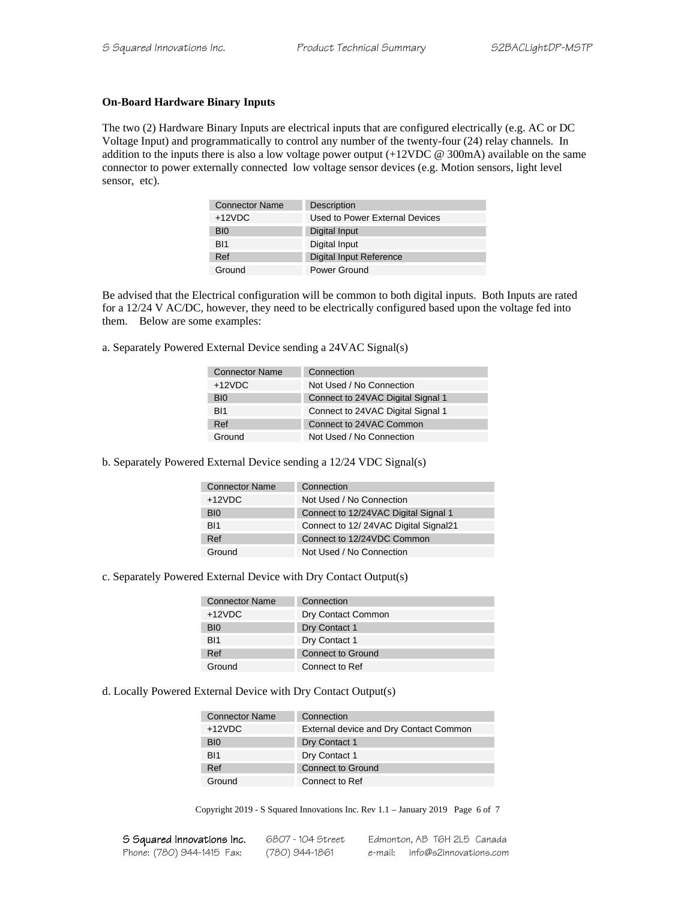**On-Board Hardware Binary Inputs**

The two (2) Hardware Binary Inputs are electrical inputs that are configured electrically (e.g. AC or DC Voltage Input) and programmatically to control any number of the twenty-four (24) relay channels. In addition to the inputs there is also a low voltage power output (+12VDC @ 300mA) available on the same connector to power externally connected low voltage sensor devices (e.g. Motion sensors, light level sensor, etc).

| Connector Name | Description |
|---|---|
| +12VDC | Used to Power External Devices |
| BI0 | Digital Input |
| BI1 | Digital Input |
| Ref | Digital Input Reference |
| Ground | Power Ground |

Be advised that the Electrical configuration will be common to both digital inputs. Both Inputs are rated for a 12/24 V AC/DC, however, they need to be electrically configured based upon the voltage fed into them. Below are some examples:

a. Separately Powered External Device sending a 24VAC Signal(s)

| Connector Name | Connection |
|---|---|
| +12VDC | Not Used / No Connection |
| BI0 | Connect to 24VAC Digital Signal 1 |
| BI1 | Connect to 24VAC Digital Signal 1 |
| Ref | Connect to 24VAC Common |
| Ground | Not Used / No Connection |

b. Separately Powered External Device sending a 12/24 VDC Signal(s)

| Connector Name | Connection |
|---|---|
| +12VDC | Not Used / No Connection |
| BI0 | Connect to 12/24VAC Digital Signal 1 |
| BI1 | Connect to 12/ 24VAC Digital Signal21 |
| Ref | Connect to 12/24VDC Common |
| Ground | Not Used / No Connection |

c. Separately Powered External Device with Dry Contact Output(s)

| Connector Name | Connection |
|---|---|
| +12VDC | Dry Contact Common |
| BI0 | Dry Contact 1 |
| BI1 | Dry Contact 1 |
| Ref | Connect to Ground |
| Ground | Connect to Ref |

d. Locally Powered External Device with Dry Contact Output(s)

| Connector Name | Connection |
|---|---|
| +12VDC | External device and Dry Contact Common |
| BI0 | Dry Contact 1 |
| BI1 | Dry Contact 1 |
| Ref | Connect to Ground |
| Ground | Connect to Ref |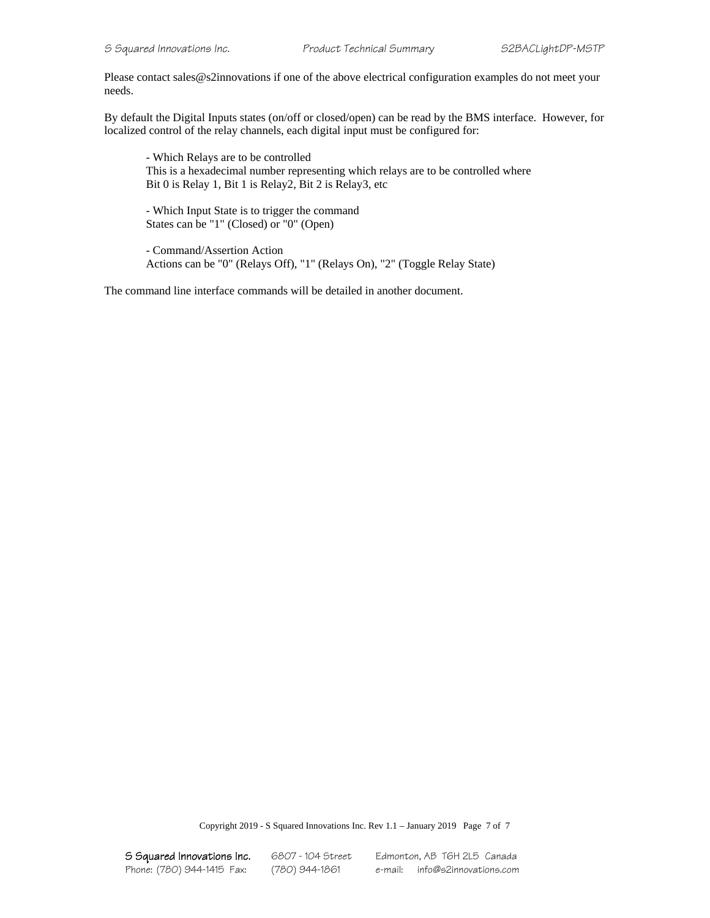Please contact sales@s2innovations if one of the above electrical configuration examples do not meet your needs.

By default the Digital Inputs states (on/off or closed/open) can be read by the BMS interface. However, for localized control of the relay channels, each digital input must be configured for:

- Which Relays are to be controlled
  This is a hexadecimal number representing which relays are to be controlled where Bit 0 is Relay 1, Bit 1 is Relay2, Bit 2 is Relay3, etc

- Which Input State is to trigger the command
  States can be "1" (Closed) or "0" (Open)

- Command/Assertion Action
  Actions can be "0" (Relays Off), "1" (Relays On), "2" (Toggle Relay State)

The command line interface commands will be detailed in another document.